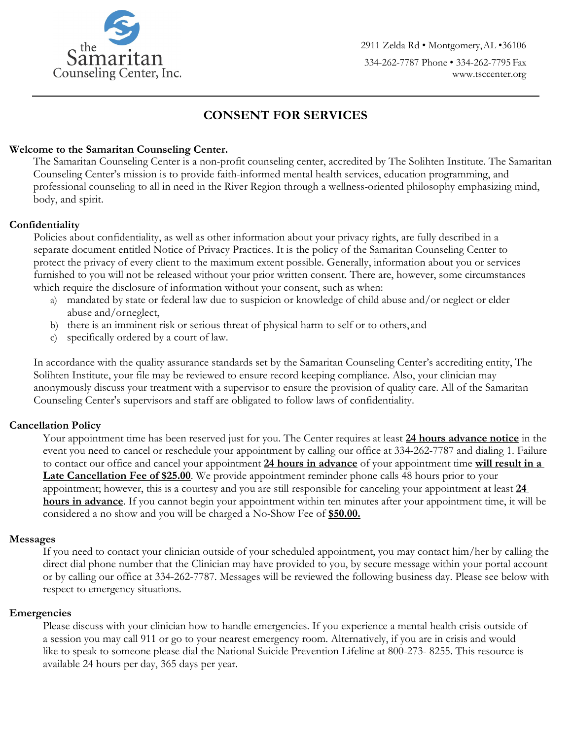the Samaritan Counseling Center, Inc.

2911 Zelda Rd • Montgomery, AL • 36106

334-262-7787 Phone • 334-262-7795 Fax

www.tsccenter.org

# CONSENT FOR SERVICES

**Welcome to the Samaritan Counseling Center.**

The Samaritan Counseling Center is a non-profit counseling center, accredited by The Solihten Institute. The Samaritan Counseling Center's mission is to provide faith-informed mental health services, education programming, and professional counseling to all in need in the River Region through a wellness-oriented philosophy emphasizing mind, body, and spirit.

**Confidentiality**

Policies about confidentiality, as well as other information about your privacy rights, are fully described in a separate document entitled Notice of Privacy Practices. It is the policy of the Samaritan Counseling Center to protect the privacy of every client to the maximum extent possible. Generally, information about you or services furnished to you will not be released without your prior written consent. There are, however, some circumstances which require the disclosure of information without your consent, such as when:

a) mandated by state or federal law due to suspicion or knowledge of child abuse and/or neglect or elder abuse and/or neglect,
b) there is an imminent risk or serious threat of physical harm to self or to others, and
c) specifically ordered by a court of law.

In accordance with the quality assurance standards set by the Samaritan Counseling Center's accrediting entity, The Solihten Institute, your file may be reviewed to ensure record keeping compliance. Also, your clinician may anonymously discuss your treatment with a supervisor to ensure the provision of quality care. All of the Samaritan Counseling Center's supervisors and staff are obligated to follow laws of confidentiality.

**Cancellation Policy**

Your appointment time has been reserved just for you. The Center requires at least **24 hours advance notice** in the event you need to cancel or reschedule your appointment by calling our office at 334-262-7787 and dialing 1. Failure to contact our office and cancel your appointment **24 hours in advance** of your appointment time **will result in a Late Cancellation Fee of $25.00**. We provide appointment reminder phone calls 48 hours prior to your appointment; however, this is a courtesy and you are still responsible for canceling your appointment at least **24 hours in advance**. If you cannot begin your appointment within ten minutes after your appointment time, it will be considered a no show and you will be charged a No-Show Fee of **$50.00.**

**Messages**

If you need to contact your clinician outside of your scheduled appointment, you may contact him/her by calling the direct dial phone number that the Clinician may have provided to you, by secure message within your portal account or by calling our office at 334-262-7787. Messages will be reviewed the following business day. Please see below with respect to emergency situations.

**Emergencies**

Please discuss with your clinician how to handle emergencies. If you experience a mental health crisis outside of a session you may call 911 or go to your nearest emergency room. Alternatively, if you are in crisis and would like to speak to someone please dial the National Suicide Prevention Lifeline at 800-273- 8255. This resource is available 24 hours per day, 365 days per year.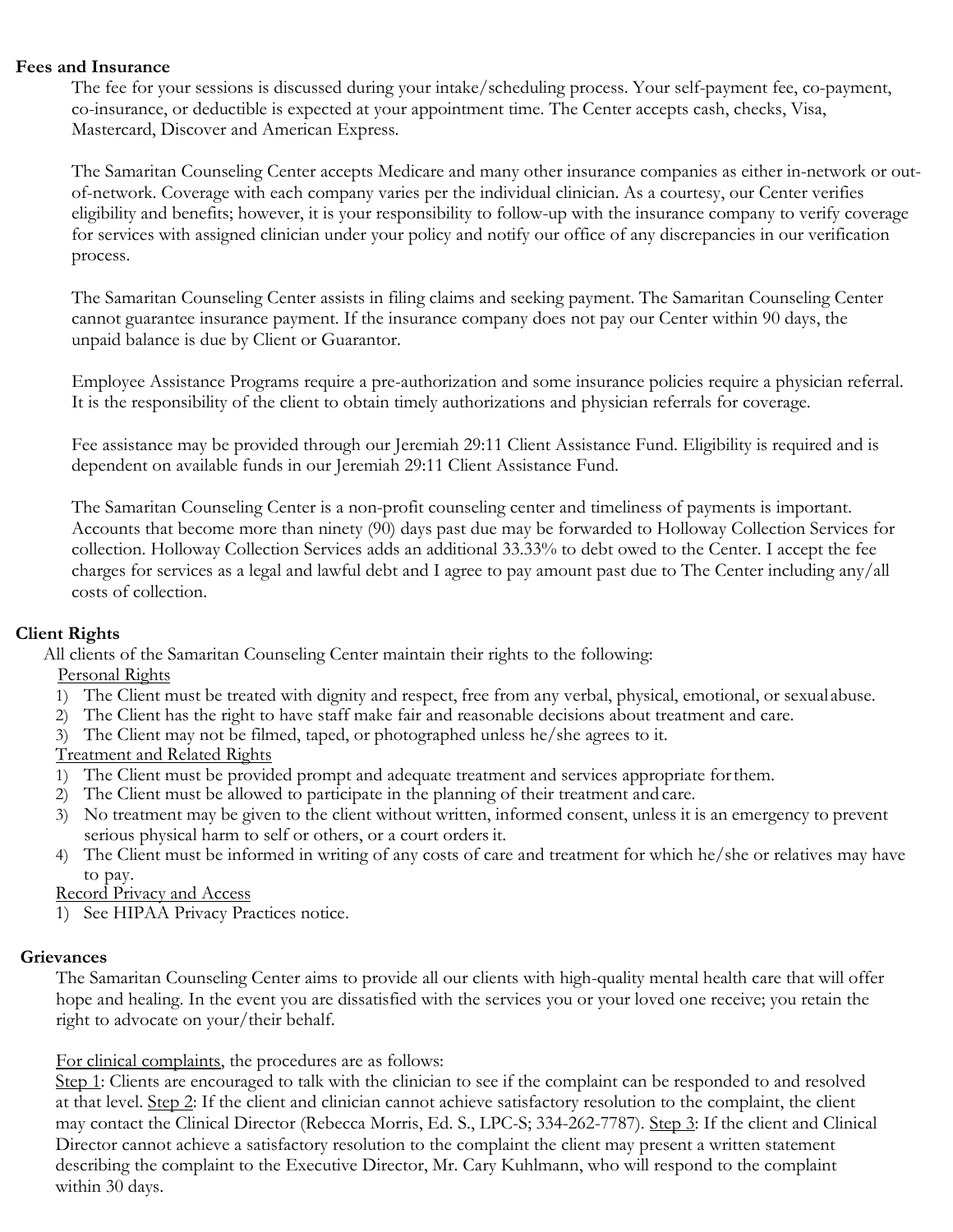**Fees and Insurance**

The fee for your sessions is discussed during your intake/scheduling process. Your self-payment fee, co-payment, co-insurance, or deductible is expected at your appointment time. The Center accepts cash, checks, Visa, Mastercard, Discover and American Express.

The Samaritan Counseling Center accepts Medicare and many other insurance companies as either in-network or out-of-network. Coverage with each company varies per the individual clinician. As a courtesy, our Center verifies eligibility and benefits; however, it is your responsibility to follow-up with the insurance company to verify coverage for services with assigned clinician under your policy and notify our office of any discrepancies in our verification process.

The Samaritan Counseling Center assists in filing claims and seeking payment. The Samaritan Counseling Center cannot guarantee insurance payment. If the insurance company does not pay our Center within 90 days, the unpaid balance is due by Client or Guarantor.

Employee Assistance Programs require a pre-authorization and some insurance policies require a physician referral. It is the responsibility of the client to obtain timely authorizations and physician referrals for coverage.

Fee assistance may be provided through our Jeremiah 29:11 Client Assistance Fund. Eligibility is required and is dependent on available funds in our Jeremiah 29:11 Client Assistance Fund.

The Samaritan Counseling Center is a non-profit counseling center and timeliness of payments is important. Accounts that become more than ninety (90) days past due may be forwarded to Holloway Collection Services for collection. Holloway Collection Services adds an additional 33.33% to debt owed to the Center. I accept the fee charges for services as a legal and lawful debt and I agree to pay amount past due to The Center including any/all costs of collection.

**Client Rights**

All clients of the Samaritan Counseling Center maintain their rights to the following:

Personal Rights

1) The Client must be treated with dignity and respect, free from any verbal, physical, emotional, or sexual abuse.
2) The Client has the right to have staff make fair and reasonable decisions about treatment and care.
3) The Client may not be filmed, taped, or photographed unless he/she agrees to it.

Treatment and Related Rights

1) The Client must be provided prompt and adequate treatment and services appropriate for them.
2) The Client must be allowed to participate in the planning of their treatment and care.
3) No treatment may be given to the client without written, informed consent, unless it is an emergency to prevent serious physical harm to self or others, or a court orders it.
4) The Client must be informed in writing of any costs of care and treatment for which he/she or relatives may have to pay.

Record Privacy and Access

1) See HIPAA Privacy Practices notice.

**Grievances**

The Samaritan Counseling Center aims to provide all our clients with high-quality mental health care that will offer hope and healing. In the event you are dissatisfied with the services you or your loved one receive; you retain the right to advocate on your/their behalf.

For clinical complaints, the procedures are as follows:

Step 1: Clients are encouraged to talk with the clinician to see if the complaint can be responded to and resolved at that level. Step 2: If the client and clinician cannot achieve satisfactory resolution to the complaint, the client may contact the Clinical Director (Rebecca Morris, Ed. S., LPC-S; 334-262-7787). Step 3: If the client and Clinical Director cannot achieve a satisfactory resolution to the complaint the client may present a written statement describing the complaint to the Executive Director, Mr. Cary Kuhlmann, who will respond to the complaint within 30 days.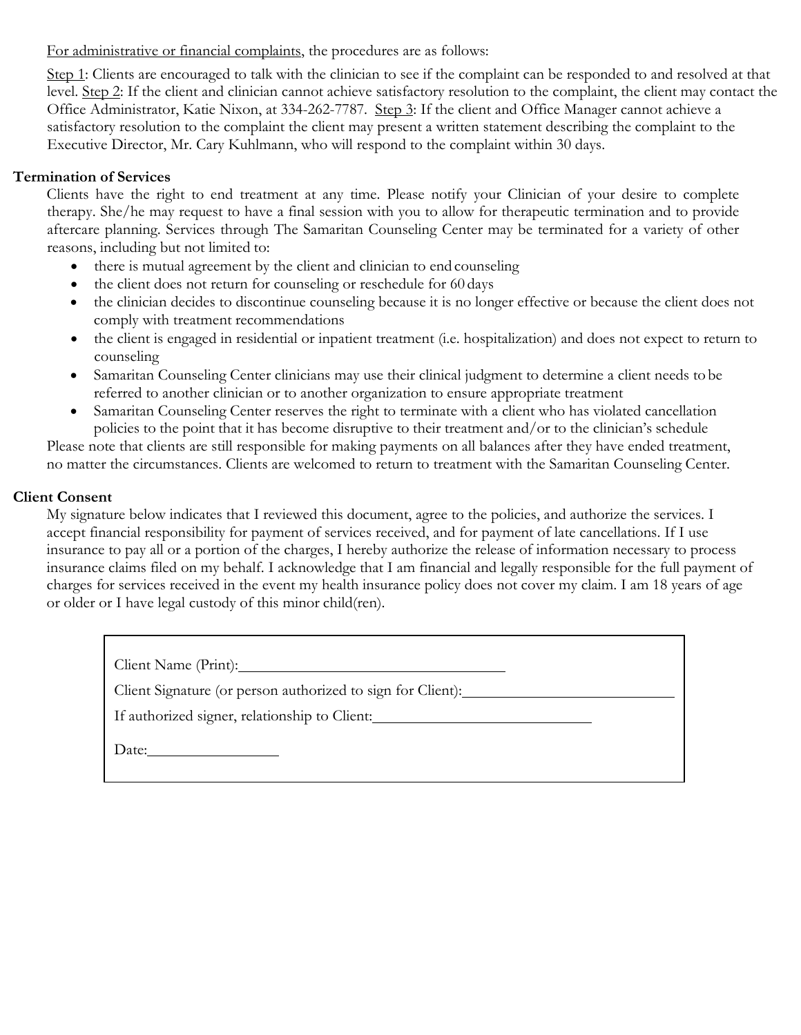For administrative or financial complaints, the procedures are as follows:

Step 1: Clients are encouraged to talk with the clinician to see if the complaint can be responded to and resolved at that level. Step 2: If the client and clinician cannot achieve satisfactory resolution to the complaint, the client may contact the Office Administrator, Katie Nixon, at 334-262-7787. Step 3: If the client and Office Manager cannot achieve a satisfactory resolution to the complaint the client may present a written statement describing the complaint to the Executive Director, Mr. Cary Kuhlmann, who will respond to the complaint within 30 days.

**Termination of Services**

Clients have the right to end treatment at any time. Please notify your Clinician of your desire to complete therapy. She/he may request to have a final session with you to allow for therapeutic termination and to provide aftercare planning. Services through The Samaritan Counseling Center may be terminated for a variety of other reasons, including but not limited to:

- there is mutual agreement by the client and clinician to end counseling
- the client does not return for counseling or reschedule for 60 days
- the clinician decides to discontinue counseling because it is no longer effective or because the client does not comply with treatment recommendations
- the client is engaged in residential or inpatient treatment (i.e. hospitalization) and does not expect to return to counseling
- Samaritan Counseling Center clinicians may use their clinical judgment to determine a client needs to be referred to another clinician or to another organization to ensure appropriate treatment
- Samaritan Counseling Center reserves the right to terminate with a client who has violated cancellation policies to the point that it has become disruptive to their treatment and/or to the clinician's schedule

Please note that clients are still responsible for making payments on all balances after they have ended treatment, no matter the circumstances. Clients are welcomed to return to treatment with the Samaritan Counseling Center.

**Client Consent**

My signature below indicates that I reviewed this document, agree to the policies, and authorize the services. I accept financial responsibility for payment of services received, and for payment of late cancellations. If I use insurance to pay all or a portion of the charges, I hereby authorize the release of information necessary to process insurance claims filed on my behalf. I acknowledge that I am financial and legally responsible for the full payment of charges for services received in the event my health insurance policy does not cover my claim. I am 18 years of age or older or I have legal custody of this minor child(ren).

Client Name (Print):\_\_\_\_\_\_\_\_\_\_\_\_\_\_\_\_\_\_\_\_\_\_\_\_\_\_\_\_\_\_\_\_

Client Signature (or person authorized to sign for Client):\_\_\_\_\_\_\_\_\_\_\_\_\_\_\_\_\_\_\_\_\_\_\_\_\_\_

If authorized signer, relationship to Client:\_\_\_\_\_\_\_\_\_\_\_\_\_\_\_\_\_\_\_\_\_\_\_\_\_\_

Date:\_\_\_\_\_\_\_\_\_\_\_\_\_\_\_\_